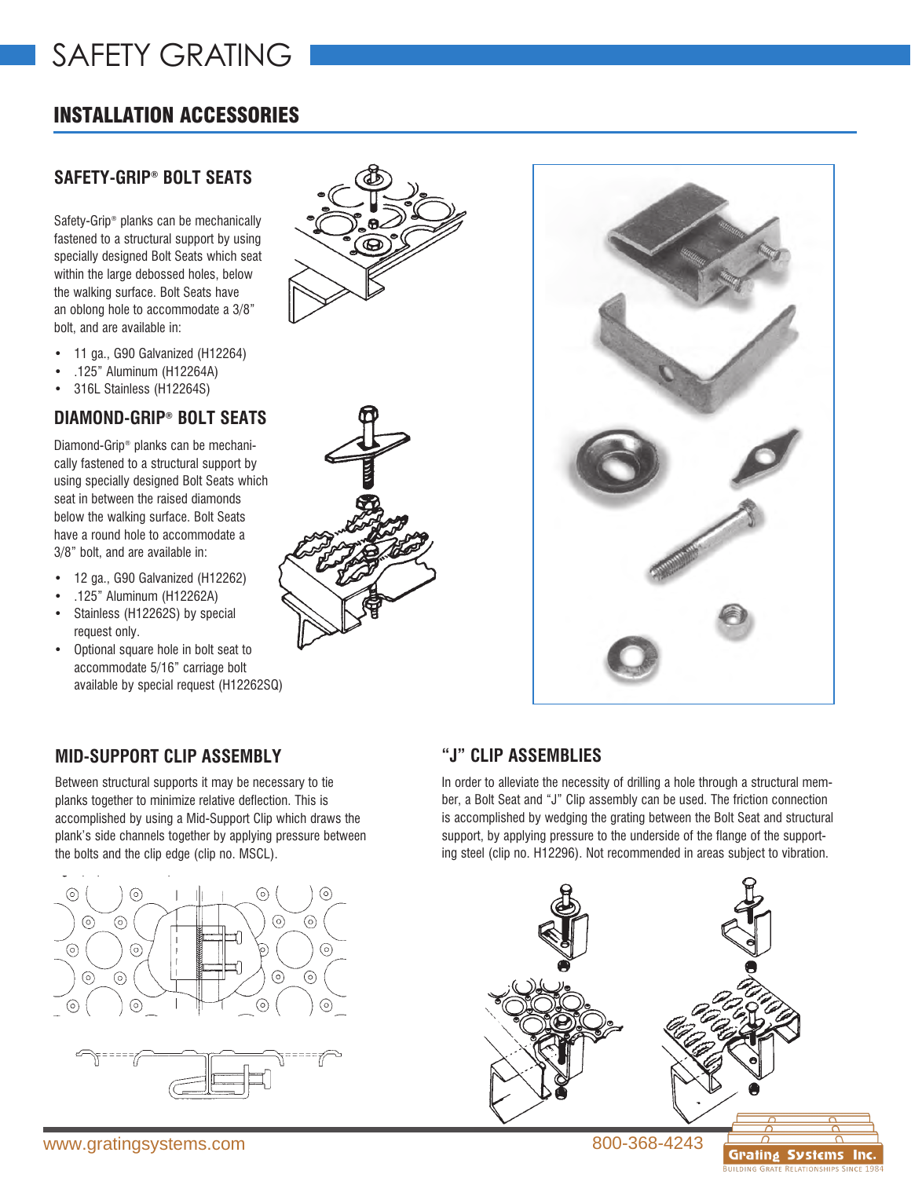# SAFETY GRATING

## INSTALLATION ACCESSORIES

### SAFETY-GRIP® BOLT SEATS

Safety-Grip® planks can be mechanically fastened to a structural support by using specially designed Bolt Seats which seat within the large debossed holes, below the walking surface. Bolt Seats have an oblong hole to accommodate a 3/8" bolt, and are available in:

- 11 ga., G90 Galvanized (H12264)
- .125" Aluminum (H12264A)
- 316L Stainless (H12264S)

### DIAMOND-GRIP® BOLT SEATS

Diamond-Grip® planks can be mechanically fastened to a structural support by using specially designed Bolt Seats which seat in between the raised diamonds below the walking surface. Bolt Seats have a round hole to accommodate a 3/8" bolt, and are available in:

- 12 ga., G90 Galvanized (H12262)
- .125" Aluminum (H12262A)
- Stainless (H12262S) by special request only.
- Optional square hole in bolt seat to accommodate 5/16" carriage bolt available by special request (H12262SQ)

### MID-SUPPORT CLIP ASSEMBLY

Between structural supports it may be necessary to tie planks together to minimize relative deflection. This is accomplished by using a Mid-Support Clip which draws the plank's side channels together by applying pressure between the bolts and the clip edge (clip no. MSCL).

### "J" CLIP ASSEMBLIES

In order to alleviate the necessity of drilling a hole through a structural member, a Bolt Seat and "J" Clip assembly can be used. The friction connection is accomplished by wedging the grating between the Bolt Seat and structural support, by applying pressure to the underside of the flange of the supporting steel (clip no. H12296). Not recommended in areas subject to vibration.

www.gratingsystems.com 800-368-4243

Grating Systems Inc.
BUILDING GRATE RELATIONSHIPS SINCE 1984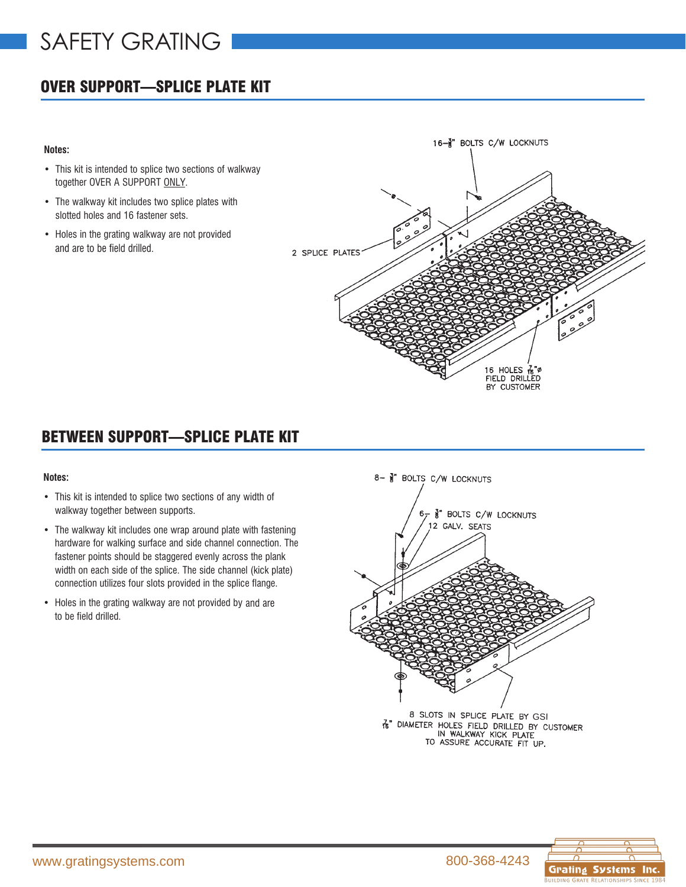# SAFETY GRATING

## OVER SUPPORT—SPLICE PLATE KIT

**Notes:**

- This kit is intended to splice two sections of walkway together OVER A SUPPORT ONLY.
- The walkway kit includes two splice plates with slotted holes and 16 fastener sets.
- Holes in the grating walkway are not provided and are to be field drilled.

16–3/8" BOLTS C/W LOCKNUTS

2 SPLICE PLATES

16 HOLES 7/16"Ø FIELD DRILLED BY CUSTOMER

## BETWEEN SUPPORT—SPLICE PLATE KIT

**Notes:**

- This kit is intended to splice two sections of any width of walkway together between supports.
- The walkway kit includes one wrap around plate with fastening hardware for walking surface and side channel connection. The fastener points should be staggered evenly across the plank width on each side of the splice. The side channel (kick plate) connection utilizes four slots provided in the splice flange.
- Holes in the grating walkway are not provided by and are to be field drilled.

8– 3/8" BOLTS C/W LOCKNUTS

6– 3/8" BOLTS C/W LOCKNUTS

12 GALV. SEATS

8 SLOTS IN SPLICE PLATE BY GSI
7/16" DIAMETER HOLES FIELD DRILLED BY CUSTOMER IN WALKWAY KICK PLATE TO ASSURE ACCURATE FIT UP.

www.gratingsystems.com

800-368-4243

Grating Systems Inc.
BUILDING GRATE RELATIONSHIPS SINCE 1984